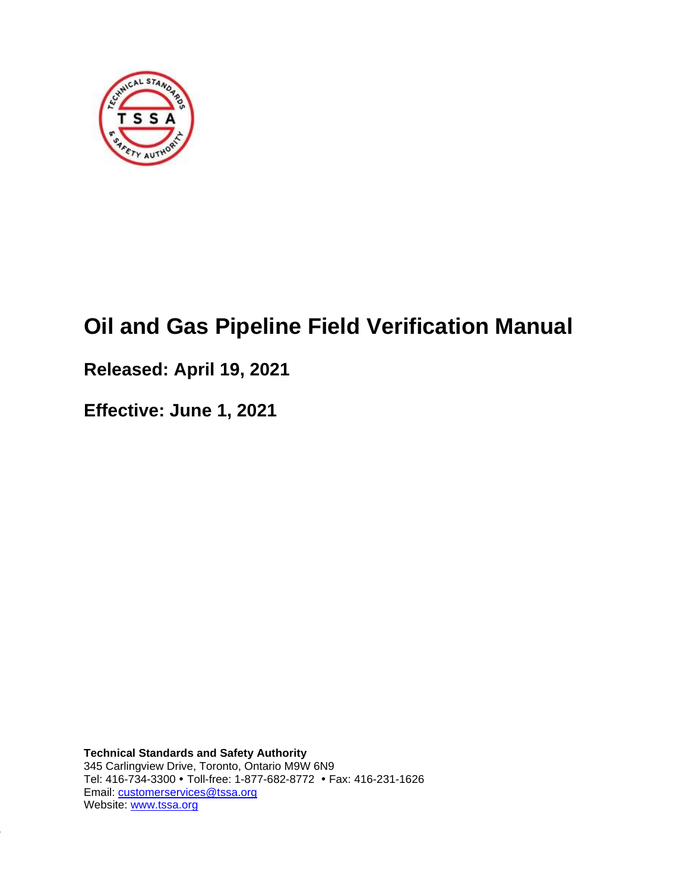# Oil and Gas Pipeline Field Verification Manual

## Released: April 19, 2021

## Effective: June 1, 2021

**Technical Standards and Safety Authority**
345 Carlingview Drive, Toronto, Ontario M9W 6N9
Tel: 416-734-3300 • Toll-free: 1-877-682-8772 • Fax: 416-231-1626
Email: customerservices@tssa.org
Website: www.tssa.org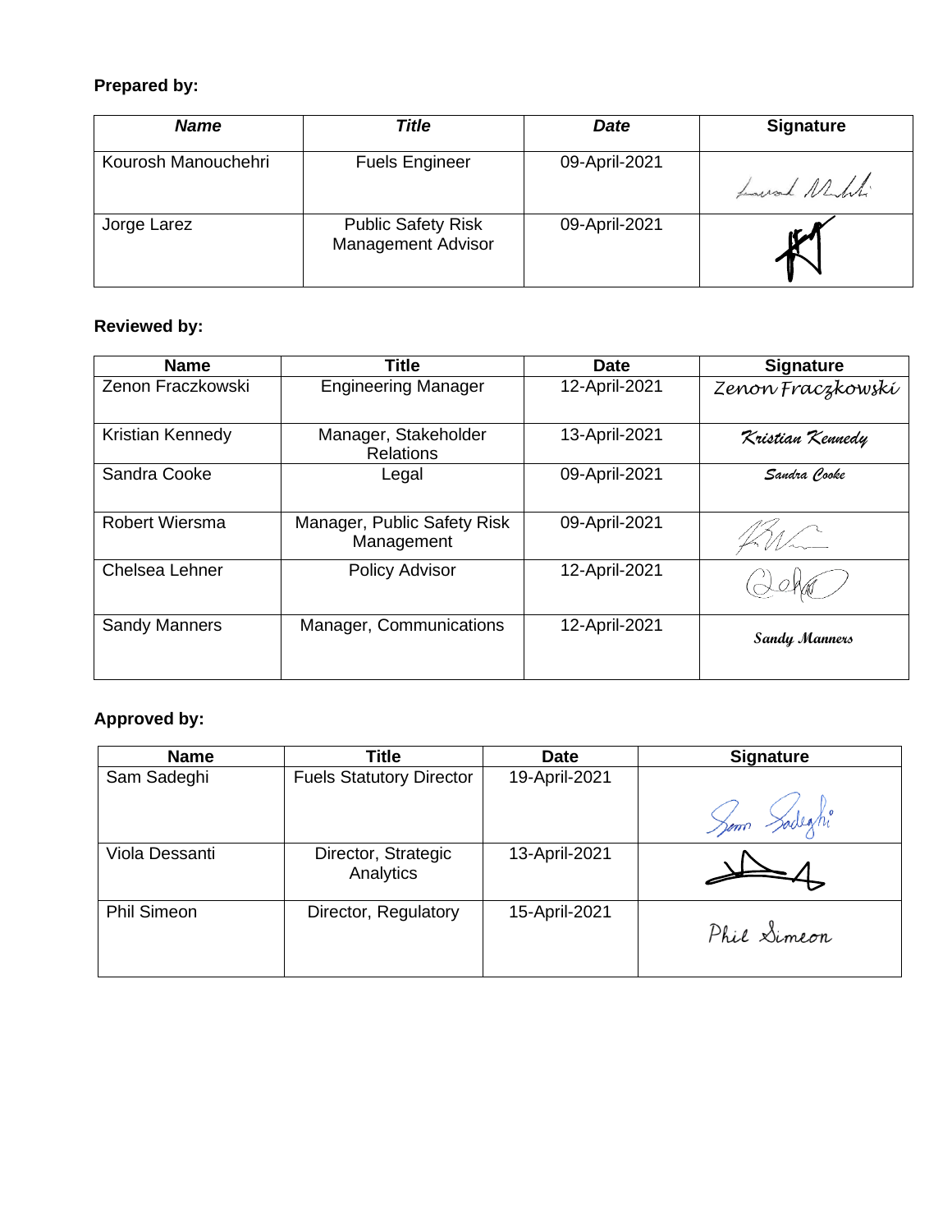**Prepared by:**

| *Name* | *Title* | *Date* | Signature |
|---|---|---|---|
| Kourosh Manouchehri | Fuels Engineer | 09-April-2021 | |
| Jorge Larez | Public Safety Risk Management Advisor | 09-April-2021 | |

**Reviewed by:**

| Name | Title | Date | Signature |
|---|---|---|---|
| Zenon Fraczkowski | Engineering Manager | 12-April-2021 | Zenon Fraczkowski |
| Kristian Kennedy | Manager, Stakeholder Relations | 13-April-2021 | Kristian Kennedy |
| Sandra Cooke | Legal | 09-April-2021 | Sandra Cooke |
| Robert Wiersma | Manager, Public Safety Risk Management | 09-April-2021 | |
| Chelsea Lehner | Policy Advisor | 12-April-2021 | |
| Sandy Manners | Manager, Communications | 12-April-2021 | Sandy Manners |

**Approved by:**

| Name | Title | Date | Signature |
|---|---|---|---|
| Sam Sadeghi | Fuels Statutory Director | 19-April-2021 | Sam Sadeghi |
| Viola Dessanti | Director, Strategic Analytics | 13-April-2021 | |
| Phil Simeon | Director, Regulatory | 15-April-2021 | Phil Simeon |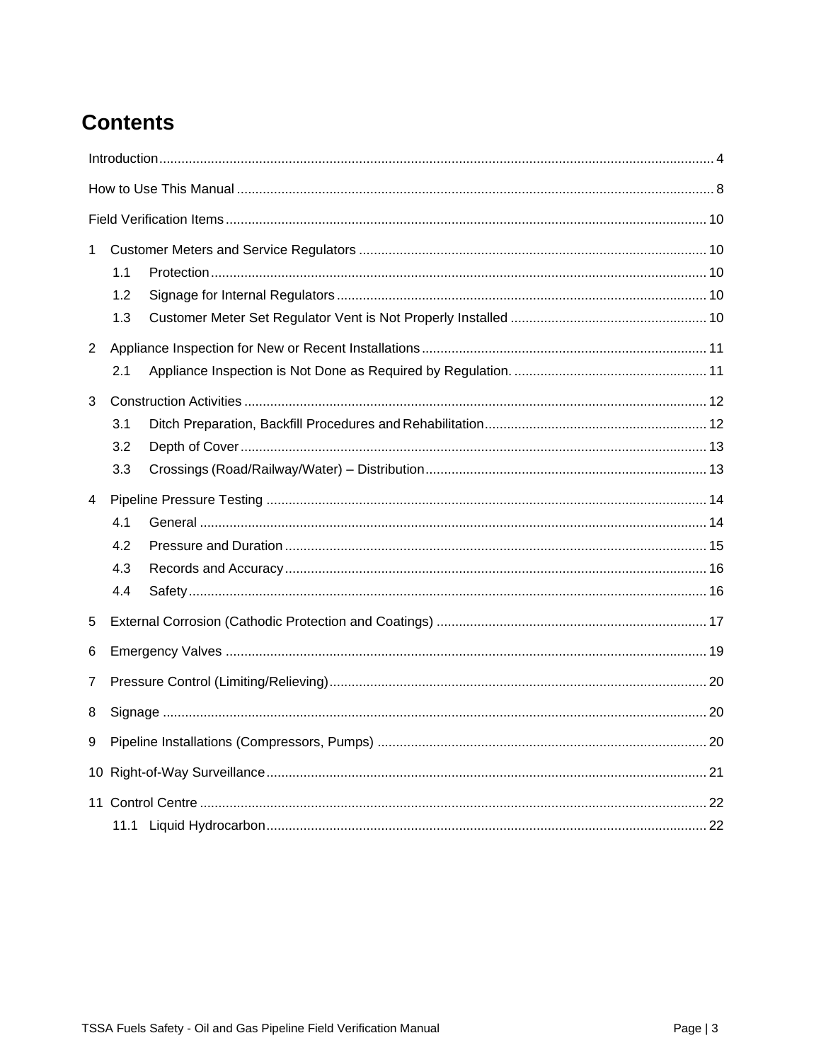# Contents

Introduction ..................................................................................................................................... 4

How to Use This Manual ................................................................................................................ 8

Field Verification Items ................................................................................................................. 10

1 Customer Meters and Service Regulators ............................................................................. 10
   - 1.1 Protection ..................................................................................................................... 10
   - 1.2 Signage for Internal Regulators .................................................................................... 10
   - 1.3 Customer Meter Set Regulator Vent is Not Properly Installed ..................................... 10

2 Appliance Inspection for New or Recent Installations ............................................................ 11
   - 2.1 Appliance Inspection is Not Done as Required by Regulation. .................................... 11

3 Construction Activities ............................................................................................................ 12
   - 3.1 Ditch Preparation, Backfill Procedures and Rehabilitation ............................................ 12
   - 3.2 Depth of Cover ............................................................................................................. 13
   - 3.3 Crossings (Road/Railway/Water) – Distribution ............................................................ 13

4 Pipeline Pressure Testing ....................................................................................................... 14
   - 4.1 General ........................................................................................................................ 14
   - 4.2 Pressure and Duration ................................................................................................. 15
   - 4.3 Records and Accuracy ................................................................................................. 16
   - 4.4 Safety ........................................................................................................................... 16

5 External Corrosion (Cathodic Protection and Coatings) ......................................................... 17

6 Emergency Valves .................................................................................................................. 19

7 Pressure Control (Limiting/Relieving) ..................................................................................... 20

8 Signage .................................................................................................................................. 20

9 Pipeline Installations (Compressors, Pumps) ........................................................................ 20

10 Right-of-Way Surveillance ...................................................................................................... 21

11 Control Centre ........................................................................................................................ 22
   - 11.1 Liquid Hydrocarbon ..................................................................................................... 22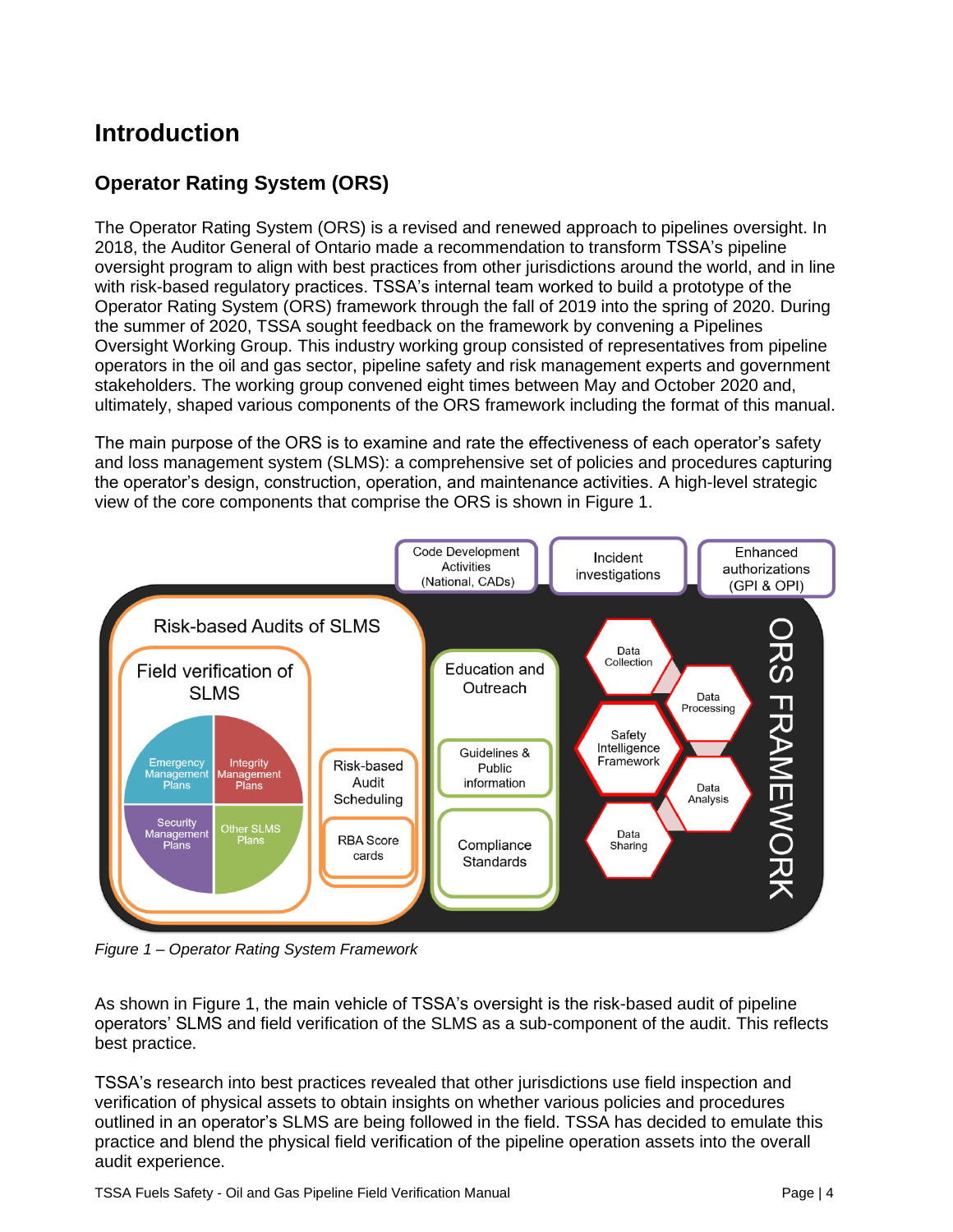# Introduction

## Operator Rating System (ORS)

The Operator Rating System (ORS) is a revised and renewed approach to pipelines oversight. In 2018, the Auditor General of Ontario made a recommendation to transform TSSA's pipeline oversight program to align with best practices from other jurisdictions around the world, and in line with risk-based regulatory practices. TSSA's internal team worked to build a prototype of the Operator Rating System (ORS) framework through the fall of 2019 into the spring of 2020. During the summer of 2020, TSSA sought feedback on the framework by convening a Pipelines Oversight Working Group. This industry working group consisted of representatives from pipeline operators in the oil and gas sector, pipeline safety and risk management experts and government stakeholders. The working group convened eight times between May and October 2020 and, ultimately, shaped various components of the ORS framework including the format of this manual.

The main purpose of the ORS is to examine and rate the effectiveness of each operator's safety and loss management system (SLMS): a comprehensive set of policies and procedures capturing the operator's design, construction, operation, and maintenance activities. A high-level strategic view of the core components that comprise the ORS is shown in Figure 1.

Code Development Activities (National, CADs) | Incident investigations | Enhanced authorizations (GPI & OPI)

ORS FRAMEWORK

Risk-based Audits of SLMS
- Field verification of SLMS
  - Emergency Management Plans
  - Integrity Management Plans
  - Security Management Plans
  - Other SLMS Plans
- Risk-based Audit Scheduling
- RBA Score cards

Education and Outreach
- Guidelines & Public information
- Compliance Standards

Safety Intelligence Framework
- Data Collection
- Data Processing
- Data Analysis
- Data Sharing

*Figure 1 – Operator Rating System Framework*

As shown in Figure 1, the main vehicle of TSSA's oversight is the risk-based audit of pipeline operators' SLMS and field verification of the SLMS as a sub-component of the audit. This reflects best practice.

TSSA's research into best practices revealed that other jurisdictions use field inspection and verification of physical assets to obtain insights on whether various policies and procedures outlined in an operator's SLMS are being followed in the field. TSSA has decided to emulate this practice and blend the physical field verification of the pipeline operation assets into the overall audit experience.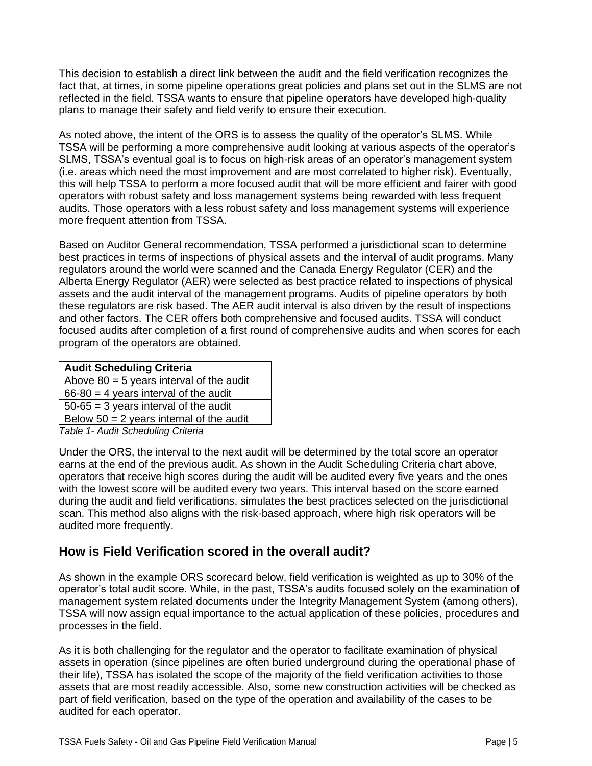This decision to establish a direct link between the audit and the field verification recognizes the fact that, at times, in some pipeline operations great policies and plans set out in the SLMS are not reflected in the field. TSSA wants to ensure that pipeline operators have developed high-quality plans to manage their safety and field verify to ensure their execution.

As noted above, the intent of the ORS is to assess the quality of the operator's SLMS. While TSSA will be performing a more comprehensive audit looking at various aspects of the operator's SLMS, TSSA's eventual goal is to focus on high-risk areas of an operator's management system (i.e. areas which need the most improvement and are most correlated to higher risk). Eventually, this will help TSSA to perform a more focused audit that will be more efficient and fairer with good operators with robust safety and loss management systems being rewarded with less frequent audits. Those operators with a less robust safety and loss management systems will experience more frequent attention from TSSA.

Based on Auditor General recommendation, TSSA performed a jurisdictional scan to determine best practices in terms of inspections of physical assets and the interval of audit programs. Many regulators around the world were scanned and the Canada Energy Regulator (CER) and the Alberta Energy Regulator (AER) were selected as best practice related to inspections of physical assets and the audit interval of the management programs. Audits of pipeline operators by both these regulators are risk based. The AER audit interval is also driven by the result of inspections and other factors. The CER offers both comprehensive and focused audits. TSSA will conduct focused audits after completion of a first round of comprehensive audits and when scores for each program of the operators are obtained.

| **Audit Scheduling Criteria** |
| --- |
| Above 80 = 5 years interval of the audit |
| 66-80 = 4 years interval of the audit |
| 50-65 = 3 years interval of the audit |
| Below 50 = 2 years internal of the audit |

*Table 1- Audit Scheduling Criteria*

Under the ORS, the interval to the next audit will be determined by the total score an operator earns at the end of the previous audit. As shown in the Audit Scheduling Criteria chart above, operators that receive high scores during the audit will be audited every five years and the ones with the lowest score will be audited every two years. This interval based on the score earned during the audit and field verifications, simulates the best practices selected on the jurisdictional scan. This method also aligns with the risk-based approach, where high risk operators will be audited more frequently.

## How is Field Verification scored in the overall audit?

As shown in the example ORS scorecard below, field verification is weighted as up to 30% of the operator's total audit score. While, in the past, TSSA's audits focused solely on the examination of management system related documents under the Integrity Management System (among others), TSSA will now assign equal importance to the actual application of these policies, procedures and processes in the field.

As it is both challenging for the regulator and the operator to facilitate examination of physical assets in operation (since pipelines are often buried underground during the operational phase of their life), TSSA has isolated the scope of the majority of the field verification activities to those assets that are most readily accessible. Also, some new construction activities will be checked as part of field verification, based on the type of the operation and availability of the cases to be audited for each operator.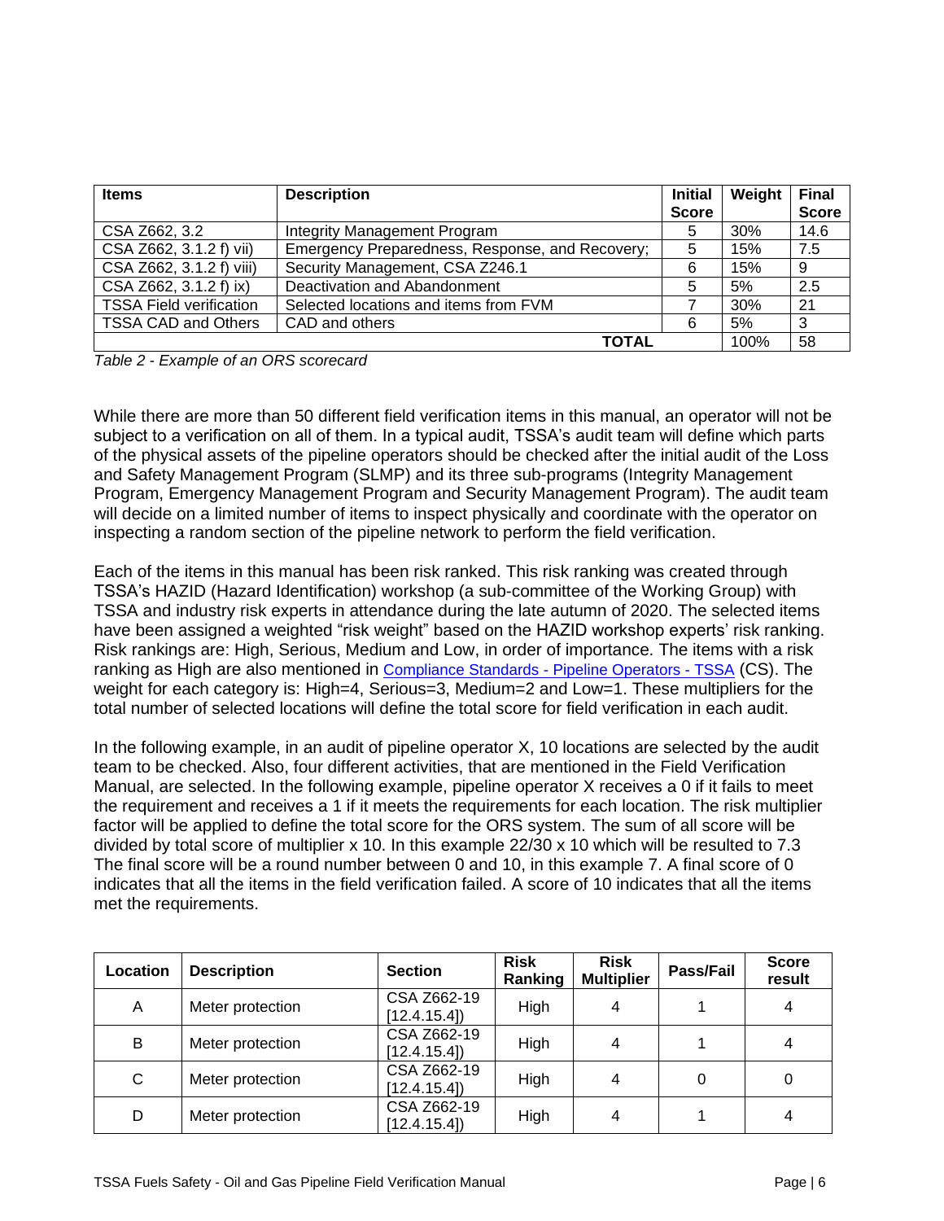| Items | Description | Initial Score | Weight | Final Score |
|---|---|---|---|---|
| CSA Z662, 3.2 | Integrity Management Program | 5 | 30% | 14.6 |
| CSA Z662, 3.1.2 f) vii) | Emergency Preparedness, Response, and Recovery; | 5 | 15% | 7.5 |
| CSA Z662, 3.1.2 f) viii) | Security Management, CSA Z246.1 | 6 | 15% | 9 |
| CSA Z662, 3.1.2 f) ix) | Deactivation and Abandonment | 5 | 5% | 2.5 |
| TSSA Field verification | Selected locations and items from FVM | 7 | 30% | 21 |
| TSSA CAD and Others | CAD and others | 6 | 5% | 3 |
| | **TOTAL** | | 100% | 58 |

*Table 2 - Example of an ORS scorecard*

While there are more than 50 different field verification items in this manual, an operator will not be subject to a verification on all of them. In a typical audit, TSSA's audit team will define which parts of the physical assets of the pipeline operators should be checked after the initial audit of the Loss and Safety Management Program (SLMP) and its three sub-programs (Integrity Management Program, Emergency Management Program and Security Management Program). The audit team will decide on a limited number of items to inspect physically and coordinate with the operator on inspecting a random section of the pipeline network to perform the field verification.

Each of the items in this manual has been risk ranked. This risk ranking was created through TSSA's HAZID (Hazard Identification) workshop (a sub-committee of the Working Group) with TSSA and industry risk experts in attendance during the late autumn of 2020. The selected items have been assigned a weighted "risk weight" based on the HAZID workshop experts' risk ranking. Risk rankings are: High, Serious, Medium and Low, in order of importance. The items with a risk ranking as High are also mentioned in Compliance Standards - Pipeline Operators - TSSA (CS). The weight for each category is: High=4, Serious=3, Medium=2 and Low=1. These multipliers for the total number of selected locations will define the total score for field verification in each audit.

In the following example, in an audit of pipeline operator X, 10 locations are selected by the audit team to be checked. Also, four different activities, that are mentioned in the Field Verification Manual, are selected. In the following example, pipeline operator X receives a 0 if it fails to meet the requirement and receives a 1 if it meets the requirements for each location. The risk multiplier factor will be applied to define the total score for the ORS system. The sum of all score will be divided by total score of multiplier x 10. In this example 22/30 x 10 which will be resulted to 7.3 The final score will be a round number between 0 and 10, in this example 7. A final score of 0 indicates that all the items in the field verification failed. A score of 10 indicates that all the items met the requirements.

| Location | Description | Section | Risk Ranking | Risk Multiplier | Pass/Fail | Score result |
|---|---|---|---|---|---|---|
| A | Meter protection | CSA Z662-19 [12.4.15.4]) | High | 4 | 1 | 4 |
| B | Meter protection | CSA Z662-19 [12.4.15.4]) | High | 4 | 1 | 4 |
| C | Meter protection | CSA Z662-19 [12.4.15.4]) | High | 4 | 0 | 0 |
| D | Meter protection | CSA Z662-19 [12.4.15.4]) | High | 4 | 1 | 4 |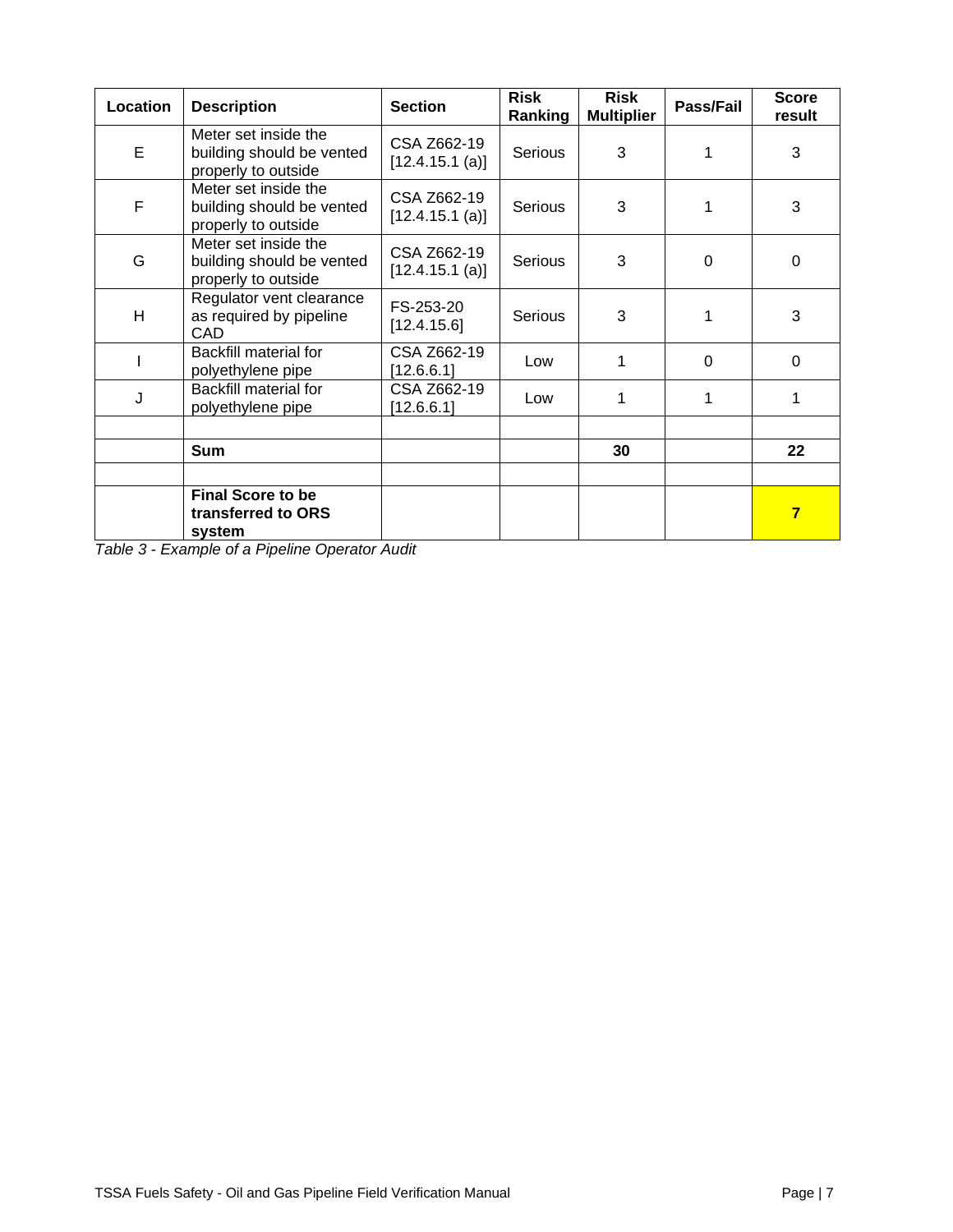| Location | Description | Section | Risk Ranking | Risk Multiplier | Pass/Fail | Score result |
|---|---|---|---|---|---|---|
| E | Meter set inside the building should be vented properly to outside | CSA Z662-19 [12.4.15.1 (a)] | Serious | 3 | 1 | 3 |
| F | Meter set inside the building should be vented properly to outside | CSA Z662-19 [12.4.15.1 (a)] | Serious | 3 | 1 | 3 |
| G | Meter set inside the building should be vented properly to outside | CSA Z662-19 [12.4.15.1 (a)] | Serious | 3 | 0 | 0 |
| H | Regulator vent clearance as required by pipeline CAD | FS-253-20 [12.4.15.6] | Serious | 3 | 1 | 3 |
| I | Backfill material for polyethylene pipe | CSA Z662-19 [12.6.6.1] | Low | 1 | 0 | 0 |
| J | Backfill material for polyethylene pipe | CSA Z662-19 [12.6.6.1] | Low | 1 | 1 | 1 |
| | | | | | | |
| | **Sum** | | | **30** | | **22** |
| | | | | | | |
| | **Final Score to be transferred to ORS system** | | | | | **7** |

*Table 3 - Example of a Pipeline Operator Audit*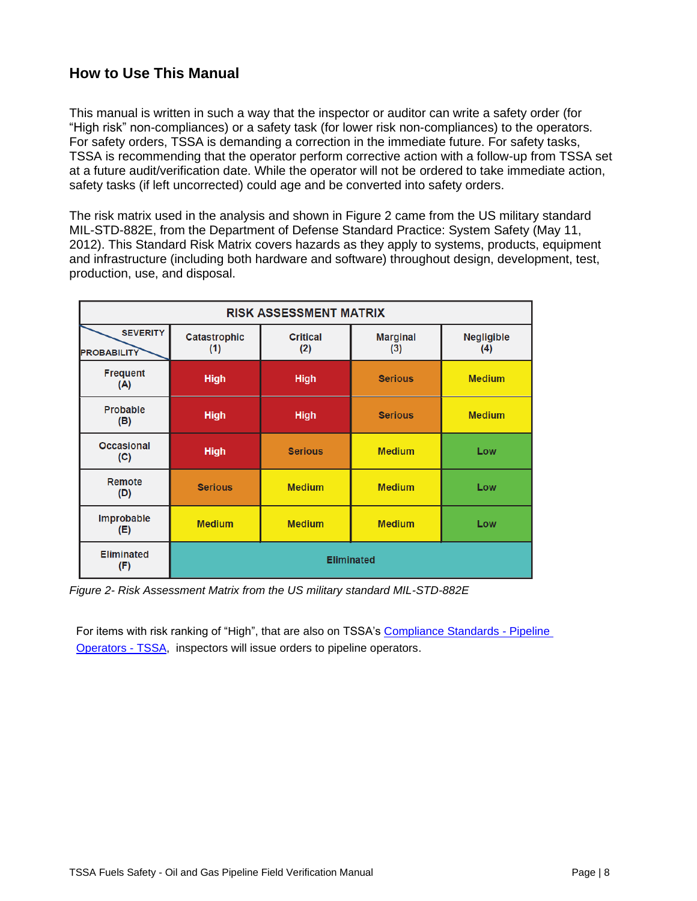## How to Use This Manual

This manual is written in such a way that the inspector or auditor can write a safety order (for "High risk" non-compliances) or a safety task (for lower risk non-compliances) to the operators. For safety orders, TSSA is demanding a correction in the immediate future. For safety tasks, TSSA is recommending that the operator perform corrective action with a follow-up from TSSA set at a future audit/verification date. While the operator will not be ordered to take immediate action, safety tasks (if left uncorrected) could age and be converted into safety orders.

The risk matrix used in the analysis and shown in Figure 2 came from the US military standard MIL-STD-882E, from the Department of Defense Standard Practice: System Safety (May 11, 2012). This Standard Risk Matrix covers hazards as they apply to systems, products, equipment and infrastructure (including both hardware and software) throughout design, development, test, production, use, and disposal.

| RISK ASSESSMENT MATRIX | | | | |
|---|---|---|---|---|
| SEVERITY / PROBABILITY | Catastrophic (1) | Critical (2) | Marginal (3) | Negligible (4) |
| Frequent (A) | High | High | Serious | Medium |
| Probable (B) | High | High | Serious | Medium |
| Occasional (C) | High | Serious | Medium | Low |
| Remote (D) | Serious | Medium | Medium | Low |
| Improbable (E) | Medium | Medium | Medium | Low |
| Eliminated (F) | Eliminated | | | |

*Figure 2- Risk Assessment Matrix from the US military standard MIL-STD-882E*

For items with risk ranking of "High", that are also on TSSA's [Compliance Standards - Pipeline Operators - TSSA](), inspectors will issue orders to pipeline operators.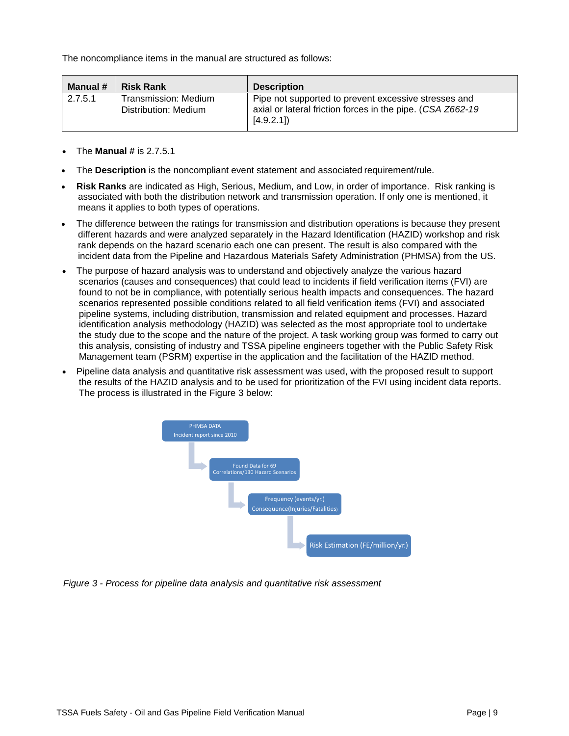The noncompliance items in the manual are structured as follows:

| Manual # | Risk Rank | Description |
| --- | --- | --- |
| 2.7.5.1 | Transmission: Medium<br>Distribution: Medium | Pipe not supported to prevent excessive stresses and axial or lateral friction forces in the pipe. (*CSA Z662-19* [4.9.2.1]) |

- The **Manual #** is 2.7.5.1
- The **Description** is the noncompliant event statement and associated requirement/rule.
- **Risk Ranks** are indicated as High, Serious, Medium, and Low, in order of importance. Risk ranking is associated with both the distribution network and transmission operation. If only one is mentioned, it means it applies to both types of operations.
- The difference between the ratings for transmission and distribution operations is because they present different hazards and were analyzed separately in the Hazard Identification (HAZID) workshop and risk rank depends on the hazard scenario each one can present. The result is also compared with the incident data from the Pipeline and Hazardous Materials Safety Administration (PHMSA) from the US.
- The purpose of hazard analysis was to understand and objectively analyze the various hazard scenarios (causes and consequences) that could lead to incidents if field verification items (FVI) are found to not be in compliance, with potentially serious health impacts and consequences. The hazard scenarios represented possible conditions related to all field verification items (FVI) and associated pipeline systems, including distribution, transmission and related equipment and processes. Hazard identification analysis methodology (HAZID) was selected as the most appropriate tool to undertake the study due to the scope and the nature of the project. A task working group was formed to carry out this analysis, consisting of industry and TSSA pipeline engineers together with the Public Safety Risk Management team (PSRM) expertise in the application and the facilitation of the HAZID method.
- Pipeline data analysis and quantitative risk assessment was used, with the proposed result to support the results of the HAZID analysis and to be used for prioritization of the FVI using incident data reports. The process is illustrated in the Figure 3 below:

PHMSA DATA
Incident report since 2010

Found Data for 69 Correlations/130 Hazard Scenarios

Frequency (events/yr.)
Consequence(Injuries/Fatalities)

Risk Estimation (FE/million/yr.)

*Figure 3 - Process for pipeline data analysis and quantitative risk assessment*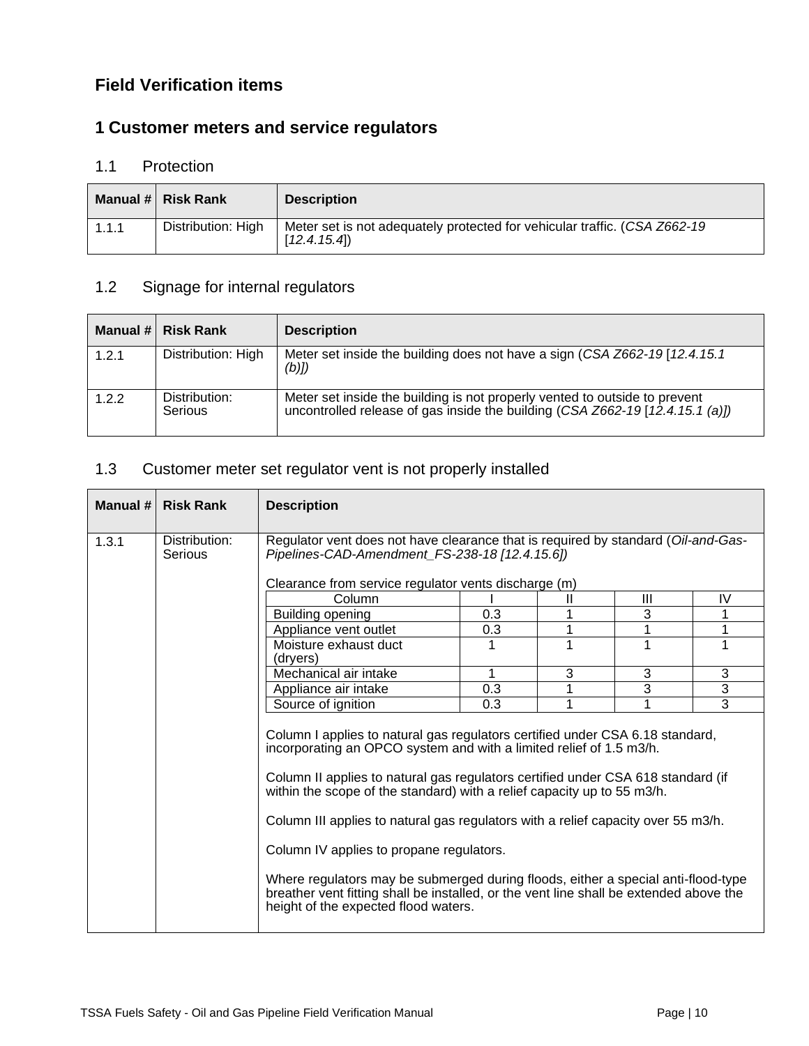## Field Verification items

## 1 Customer meters and service regulators

### 1.1 Protection

| Manual # | Risk Rank | Description |
|---|---|---|
| 1.1.1 | Distribution: High | Meter set is not adequately protected for vehicular traffic. (*CSA Z662-19* [*12.4.15.4*]) |

### 1.2 Signage for internal regulators

| Manual # | Risk Rank | Description |
|---|---|---|
| 1.2.1 | Distribution: High | Meter set inside the building does not have a sign (*CSA Z662-19* [*12.4.15.1 (b)]*) |
| 1.2.2 | Distribution: Serious | Meter set inside the building is not properly vented to outside to prevent uncontrolled release of gas inside the building (*CSA Z662-19* [*12.4.15.1 (a)]*) |

### 1.3 Customer meter set regulator vent is not properly installed

| Manual # | Risk Rank | Description |
|---|---|---|
| 1.3.1 | Distribution: Serious | Regulator vent does not have clearance that is required by standard (*Oil-and-Gas-Pipelines-CAD-Amendment_FS-238-18 [12.4.15.6])* |

Clearance from service regulator vents discharge (m)

| Column | I | II | III | IV |
|---|---|---|---|---|
| Building opening | 0.3 | 1 | 3 | 1 |
| Appliance vent outlet | 0.3 | 1 | 1 | 1 |
| Moisture exhaust duct (dryers) | 1 | 1 | 1 | 1 |
| Mechanical air intake | 1 | 3 | 3 | 3 |
| Appliance air intake | 0.3 | 1 | 3 | 3 |
| Source of ignition | 0.3 | 1 | 1 | 3 |

Column I applies to natural gas regulators certified under CSA 6.18 standard, incorporating an OPCO system and with a limited relief of 1.5 m3/h.

Column II applies to natural gas regulators certified under CSA 618 standard (if within the scope of the standard) with a relief capacity up to 55 m3/h.

Column III applies to natural gas regulators with a relief capacity over 55 m3/h.

Column IV applies to propane regulators.

Where regulators may be submerged during floods, either a special anti-flood-type breather vent fitting shall be installed, or the vent line shall be extended above the height of the expected flood waters.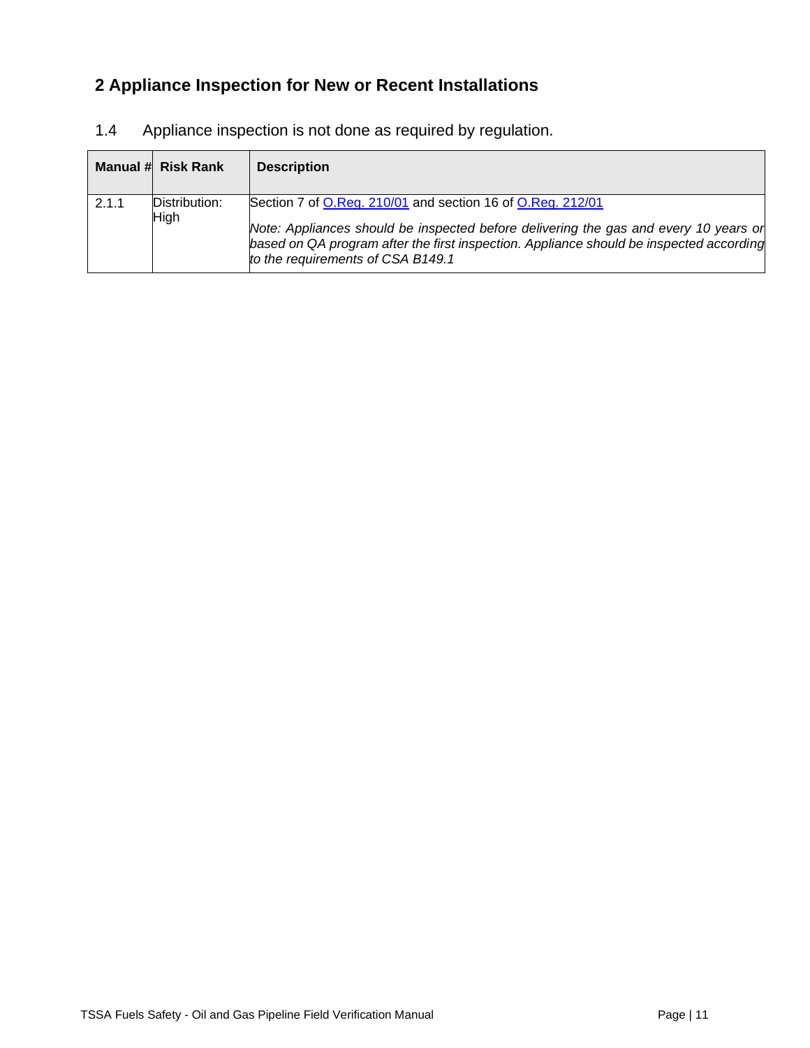## 2 Appliance Inspection for New or Recent Installations

1.4 Appliance inspection is not done as required by regulation.

| Manual # | Risk Rank | Description |
|---|---|---|
| 2.1.1 | Distribution: High | Section 7 of O.Reg. 210/01 and section 16 of O.Reg. 212/01<br><br>*Note: Appliances should be inspected before delivering the gas and every 10 years or based on QA program after the first inspection. Appliance should be inspected according to the requirements of CSA B149.1* |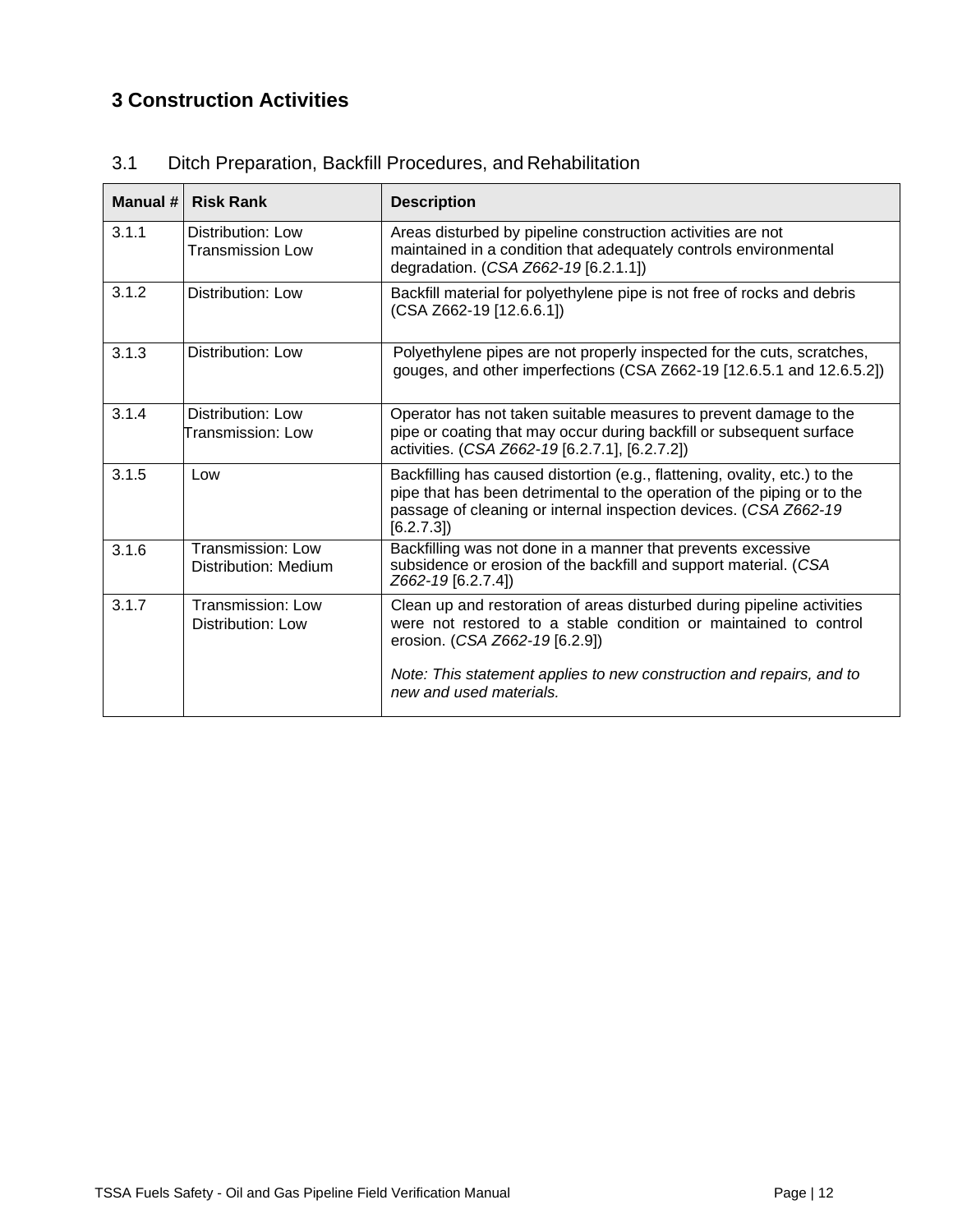# 3 Construction Activities

## 3.1 Ditch Preparation, Backfill Procedures, and Rehabilitation

| Manual # | Risk Rank | Description |
| --- | --- | --- |
| 3.1.1 | Distribution: Low<br>Transmission Low | Areas disturbed by pipeline construction activities are not maintained in a condition that adequately controls environmental degradation. (*CSA Z662-19* [6.2.1.1]) |
| 3.1.2 | Distribution: Low | Backfill material for polyethylene pipe is not free of rocks and debris (CSA Z662-19 [12.6.6.1]) |
| 3.1.3 | Distribution: Low | Polyethylene pipes are not properly inspected for the cuts, scratches, gouges, and other imperfections (CSA Z662-19 [12.6.5.1 and 12.6.5.2]) |
| 3.1.4 | Distribution: Low<br>Transmission: Low | Operator has not taken suitable measures to prevent damage to the pipe or coating that may occur during backfill or subsequent surface activities. (*CSA Z662-19* [6.2.7.1], [6.2.7.2]) |
| 3.1.5 | Low | Backfilling has caused distortion (e.g., flattening, ovality, etc.) to the pipe that has been detrimental to the operation of the piping or to the passage of cleaning or internal inspection devices. (*CSA Z662-19* [6.2.7.3]) |
| 3.1.6 | Transmission: Low<br>Distribution: Medium | Backfilling was not done in a manner that prevents excessive subsidence or erosion of the backfill and support material. (*CSA Z662-19* [6.2.7.4]) |
| 3.1.7 | Transmission: Low<br>Distribution: Low | Clean up and restoration of areas disturbed during pipeline activities were not restored to a stable condition or maintained to control erosion. (*CSA Z662-19* [6.2.9])<br><br>*Note: This statement applies to new construction and repairs, and to new and used materials.* |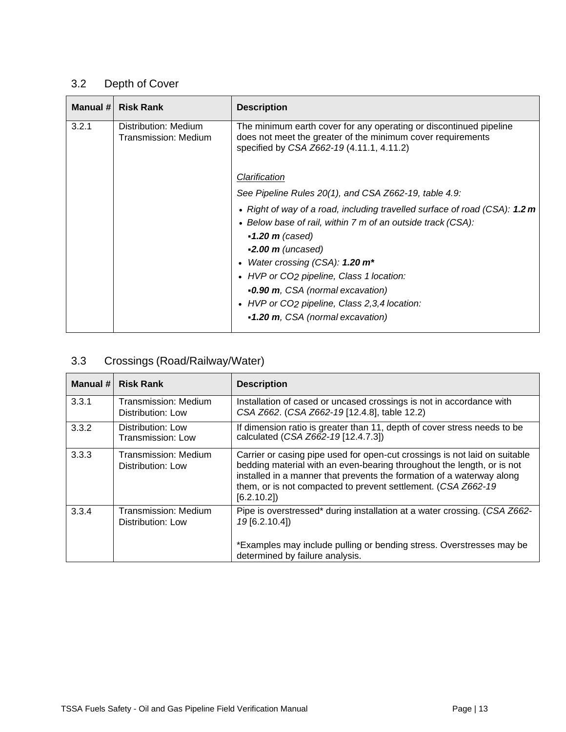## 3.2 Depth of Cover

| Manual # | Risk Rank | Description |
|---|---|---|
| 3.2.1 | Distribution: Medium<br>Transmission: Medium | The minimum earth cover for any operating or discontinued pipeline does not meet the greater of the minimum cover requirements specified by *CSA Z662-19* (4.11.1, 4.11.2)<br><br>*Clarification*<br>*See Pipeline Rules 20(1), and CSA Z662-19, table 4.9:*<br>• *Right of way of a road, including travelled surface of road (CSA):* ***1.2 m***<br>• *Below base of rail, within 7 m of an outside track (CSA):*<br>▪ ***1.20 m*** *(cased)*<br>▪ ***2.00 m*** *(uncased)*<br>• *Water crossing (CSA):* ***1.20 m****<br>• *HVP or $CO_2$ pipeline, Class 1 location:*<br>▪ ***0.90 m****, CSA (normal excavation)*<br>• *HVP or $CO_2$ pipeline, Class 2,3,4 location:*<br>▪ ***1.20 m****, CSA (normal excavation)* |

## 3.3 Crossings (Road/Railway/Water)

| Manual # | Risk Rank | Description |
|---|---|---|
| 3.3.1 | Transmission: Medium<br>Distribution: Low | Installation of cased or uncased crossings is not in accordance with *CSA Z662*. (*CSA Z662-19* [12.4.8], table 12.2) |
| 3.3.2 | Distribution: Low<br>Transmission: Low | If dimension ratio is greater than 11, depth of cover stress needs to be calculated (*CSA Z662-19* [12.4.7.3]) |
| 3.3.3 | Transmission: Medium<br>Distribution: Low | Carrier or casing pipe used for open-cut crossings is not laid on suitable bedding material with an even-bearing throughout the length, or is not installed in a manner that prevents the formation of a waterway along them, or is not compacted to prevent settlement. (*CSA Z662-19* [6.2.10.2]) |
| 3.3.4 | Transmission: Medium<br>Distribution: Low | Pipe is overstressed* during installation at a water crossing. (*CSA Z662-19* [6.2.10.4])<br><br>*Examples may include pulling or bending stress. Overstresses may be determined by failure analysis. |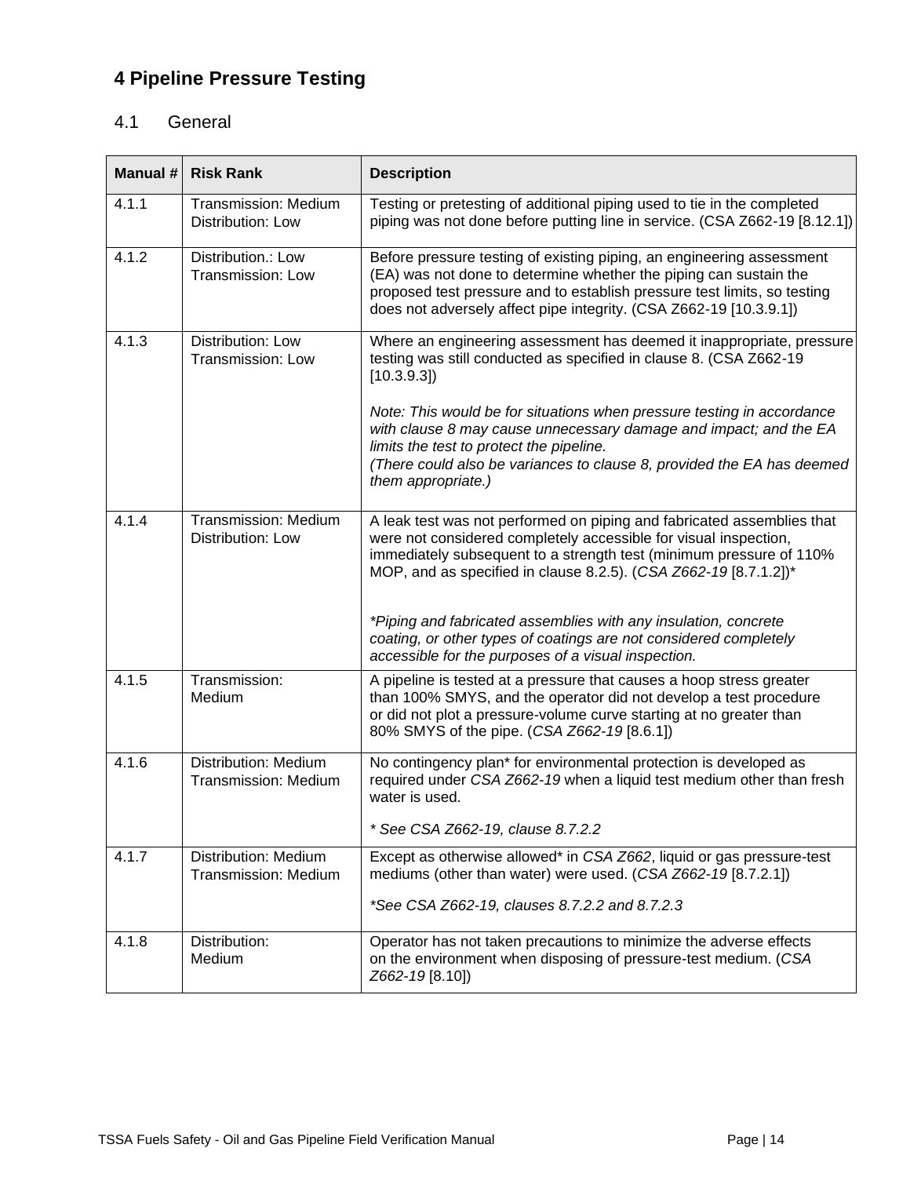# 4 Pipeline Pressure Testing

## 4.1 General

| Manual # | Risk Rank | Description |
|---|---|---|
| 4.1.1 | Transmission: Medium<br>Distribution: Low | Testing or pretesting of additional piping used to tie in the completed piping was not done before putting line in service. (CSA Z662-19 [8.12.1]) |
| 4.1.2 | Distribution.: Low<br>Transmission: Low | Before pressure testing of existing piping, an engineering assessment (EA) was not done to determine whether the piping can sustain the proposed test pressure and to establish pressure test limits, so testing does not adversely affect pipe integrity. (CSA Z662-19 [10.3.9.1]) |
| 4.1.3 | Distribution: Low<br>Transmission: Low | Where an engineering assessment has deemed it inappropriate, pressure testing was still conducted as specified in clause 8. (CSA Z662-19 [10.3.9.3])<br><br>*Note: This would be for situations when pressure testing in accordance with clause 8 may cause unnecessary damage and impact; and the EA limits the test to protect the pipeline.*<br>*(There could also be variances to clause 8, provided the EA has deemed them appropriate.)* |
| 4.1.4 | Transmission: Medium<br>Distribution: Low | A leak test was not performed on piping and fabricated assemblies that were not considered completely accessible for visual inspection, immediately subsequent to a strength test (minimum pressure of 110% MOP, and as specified in clause 8.2.5). (*CSA Z662-19* [8.7.1.2])*<br><br>**Piping and fabricated assemblies with any insulation, concrete coating, or other types of coatings are not considered completely accessible for the purposes of a visual inspection.* |
| 4.1.5 | Transmission:<br>Medium | A pipeline is tested at a pressure that causes a hoop stress greater than 100% SMYS, and the operator did not develop a test procedure or did not plot a pressure-volume curve starting at no greater than 80% SMYS of the pipe. (*CSA Z662-19* [8.6.1]) |
| 4.1.6 | Distribution: Medium<br>Transmission: Medium | No contingency plan* for environmental protection is developed as required under *CSA Z662-19* when a liquid test medium other than fresh water is used.<br><br>** See CSA Z662-19, clause 8.7.2.2* |
| 4.1.7 | Distribution: Medium<br>Transmission: Medium | Except as otherwise allowed* in *CSA Z662*, liquid or gas pressure-test mediums (other than water) were used. (*CSA Z662-19* [8.7.2.1])<br><br>**See CSA Z662-19, clauses 8.7.2.2 and 8.7.2.3* |
| 4.1.8 | Distribution:<br>Medium | Operator has not taken precautions to minimize the adverse effects on the environment when disposing of pressure-test medium. (*CSA Z662-19* [8.10]) |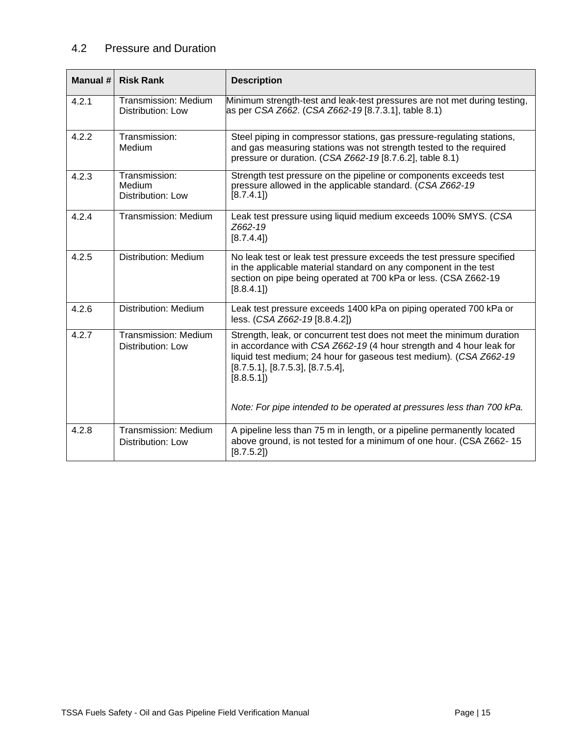## 4.2 Pressure and Duration

| Manual # | Risk Rank | Description |
|---|---|---|
| 4.2.1 | Transmission: Medium<br>Distribution: Low | Minimum strength-test and leak-test pressures are not met during testing, as per *CSA Z662*. (*CSA Z662-19* [8.7.3.1], table 8.1) |
| 4.2.2 | Transmission: Medium | Steel piping in compressor stations, gas pressure-regulating stations, and gas measuring stations was not strength tested to the required pressure or duration. (*CSA Z662-19* [8.7.6.2], table 8.1) |
| 4.2.3 | Transmission: Medium<br>Distribution: Low | Strength test pressure on the pipeline or components exceeds test pressure allowed in the applicable standard. (*CSA Z662-19* [8.7.4.1]) |
| 4.2.4 | Transmission: Medium | Leak test pressure using liquid medium exceeds 100% SMYS. (*CSA Z662-19* [8.7.4.4]) |
| 4.2.5 | Distribution: Medium | No leak test or leak test pressure exceeds the test pressure specified in the applicable material standard on any component in the test section on pipe being operated at 700 kPa or less. (CSA Z662-19 [8.8.4.1]) |
| 4.2.6 | Distribution: Medium | Leak test pressure exceeds 1400 kPa on piping operated 700 kPa or less. (*CSA Z662-19* [8.8.4.2]) |
| 4.2.7 | Transmission: Medium<br>Distribution: Low | Strength, leak, or concurrent test does not meet the minimum duration in accordance with *CSA Z662-19* (4 hour strength and 4 hour leak for liquid test medium; 24 hour for gaseous test medium). (*CSA Z662-19* [8.7.5.1], [8.7.5.3], [8.7.5.4], [8.8.5.1])<br><br>*Note: For pipe intended to be operated at pressures less than 700 kPa.* |
| 4.2.8 | Transmission: Medium<br>Distribution: Low | A pipeline less than 75 m in length, or a pipeline permanently located above ground, is not tested for a minimum of one hour. (CSA Z662- 15 [8.7.5.2]) |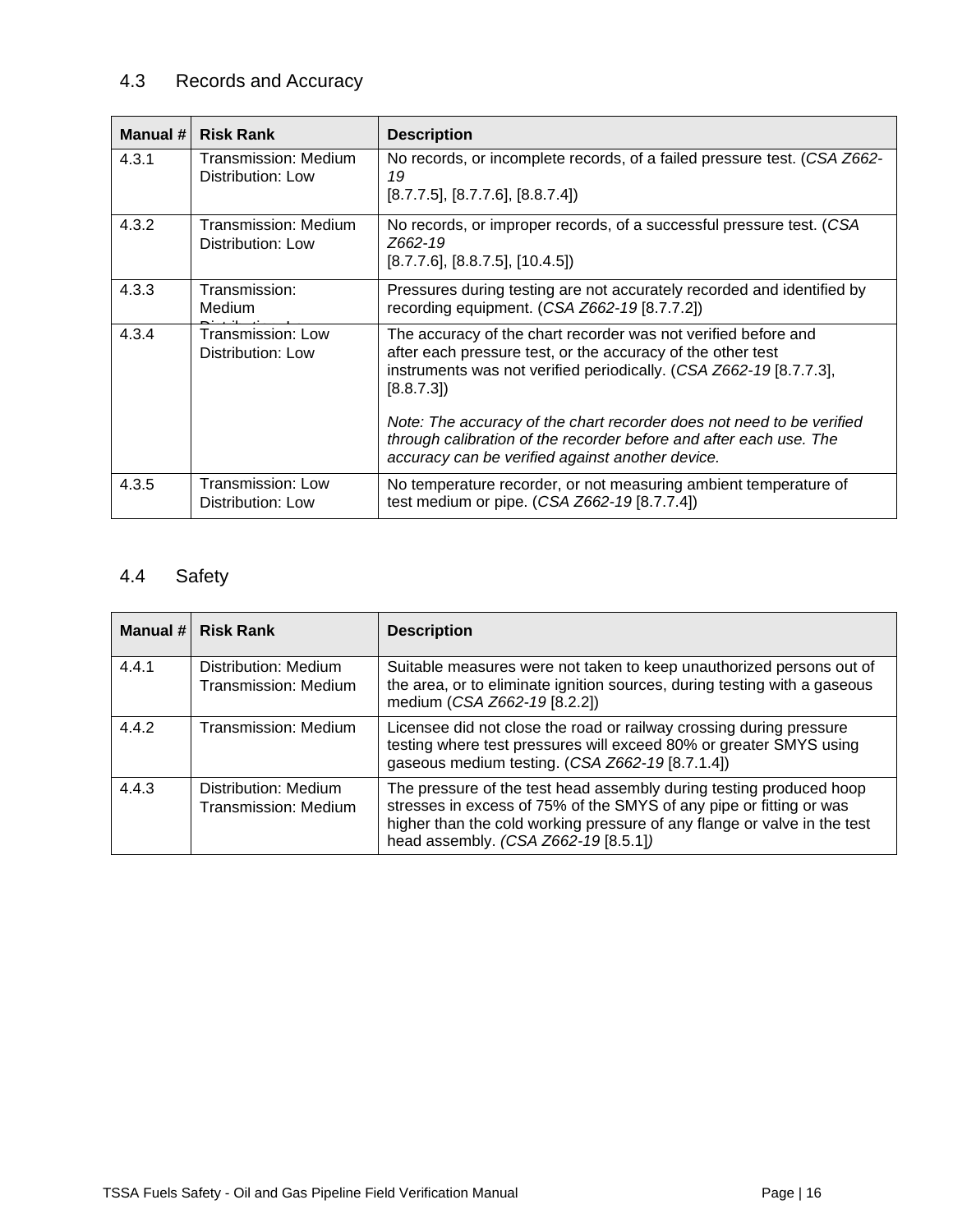## 4.3 Records and Accuracy

| Manual # | Risk Rank | Description |
|---|---|---|
| 4.3.1 | Transmission: Medium<br>Distribution: Low | No records, or incomplete records, of a failed pressure test. (*CSA Z662-19* [8.7.7.5], [8.7.7.6], [8.8.7.4]) |
| 4.3.2 | Transmission: Medium<br>Distribution: Low | No records, or improper records, of a successful pressure test. (*CSA Z662-19* [8.7.7.6], [8.8.7.5], [10.4.5]) |
| 4.3.3 | Transmission: Medium<br>Distribution: Low | Pressures during testing are not accurately recorded and identified by recording equipment. (*CSA Z662-19* [8.7.7.2]) |
| 4.3.4 | Transmission: Low<br>Distribution: Low | The accuracy of the chart recorder was not verified before and after each pressure test, or the accuracy of the other test instruments was not verified periodically. (*CSA Z662-19* [8.7.7.3], [8.8.7.3])<br><br>*Note: The accuracy of the chart recorder does not need to be verified through calibration of the recorder before and after each use. The accuracy can be verified against another device.* |
| 4.3.5 | Transmission: Low<br>Distribution: Low | No temperature recorder, or not measuring ambient temperature of test medium or pipe. (*CSA Z662-19* [8.7.7.4]) |

## 4.4 Safety

| Manual # | Risk Rank | Description |
|---|---|---|
| 4.4.1 | Distribution: Medium<br>Transmission: Medium | Suitable measures were not taken to keep unauthorized persons out of the area, or to eliminate ignition sources, during testing with a gaseous medium (*CSA Z662-19* [8.2.2]) |
| 4.4.2 | Transmission: Medium | Licensee did not close the road or railway crossing during pressure testing where test pressures will exceed 80% or greater SMYS using gaseous medium testing. (*CSA Z662-19* [8.7.1.4]) |
| 4.4.3 | Distribution: Medium<br>Transmission: Medium | The pressure of the test head assembly during testing produced hoop stresses in excess of 75% of the SMYS of any pipe or fitting or was higher than the cold working pressure of any flange or valve in the test head assembly. *(CSA Z662-19* [8.5.1]*)* |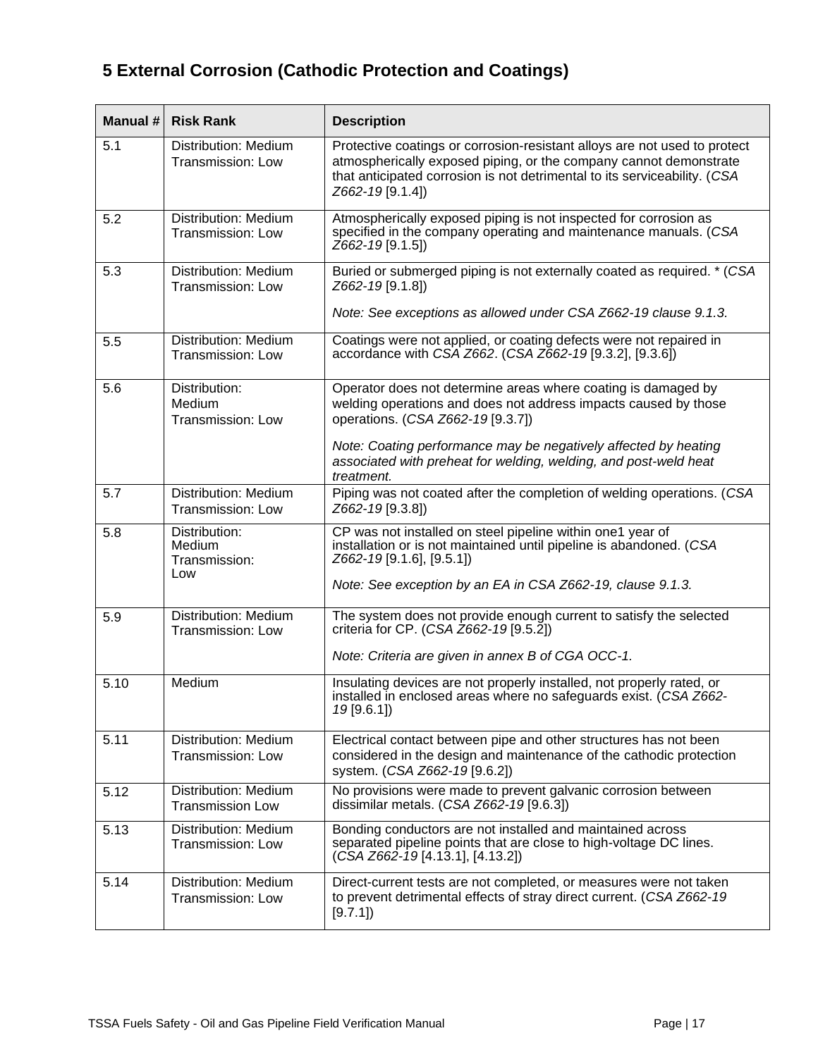# 5 External Corrosion (Cathodic Protection and Coatings)

| Manual # | Risk Rank | Description |
|---|---|---|
| 5.1 | Distribution: Medium<br>Transmission: Low | Protective coatings or corrosion-resistant alloys are not used to protect atmospherically exposed piping, or the company cannot demonstrate that anticipated corrosion is not detrimental to its serviceability. (*CSA Z662-19* [9.1.4]) |
| 5.2 | Distribution: Medium<br>Transmission: Low | Atmospherically exposed piping is not inspected for corrosion as specified in the company operating and maintenance manuals. (*CSA Z662-19* [9.1.5]) |
| 5.3 | Distribution: Medium<br>Transmission: Low | Buried or submerged piping is not externally coated as required. * (*CSA Z662-19* [9.1.8])<br><br>*Note: See exceptions as allowed under CSA Z662-19 clause 9.1.3.* |
| 5.5 | Distribution: Medium<br>Transmission: Low | Coatings were not applied, or coating defects were not repaired in accordance with *CSA Z662*. (*CSA Z662-19* [9.3.2], [9.3.6]) |
| 5.6 | Distribution: Medium<br>Transmission: Low | Operator does not determine areas where coating is damaged by welding operations and does not address impacts caused by those operations. (*CSA Z662-19* [9.3.7])<br><br>*Note: Coating performance may be negatively affected by heating associated with preheat for welding, welding, and post-weld heat treatment.* |
| 5.7 | Distribution: Medium<br>Transmission: Low | Piping was not coated after the completion of welding operations. (*CSA Z662-19* [9.3.8]) |
| 5.8 | Distribution: Medium<br>Transmission: Low | CP was not installed on steel pipeline within one1 year of installation or is not maintained until pipeline is abandoned. (*CSA Z662-19* [9.1.6], [9.5.1])<br><br>*Note: See exception by an EA in CSA Z662-19, clause 9.1.3.* |
| 5.9 | Distribution: Medium<br>Transmission: Low | The system does not provide enough current to satisfy the selected criteria for CP. (*CSA Z662-19* [9.5.2])<br><br>*Note: Criteria are given in annex B of CGA OCC-1.* |
| 5.10 | Medium | Insulating devices are not properly installed, not properly rated, or installed in enclosed areas where no safeguards exist. (*CSA Z662-19* [9.6.1]) |
| 5.11 | Distribution: Medium<br>Transmission: Low | Electrical contact between pipe and other structures has not been considered in the design and maintenance of the cathodic protection system. (*CSA Z662-19* [9.6.2]) |
| 5.12 | Distribution: Medium<br>Transmission Low | No provisions were made to prevent galvanic corrosion between dissimilar metals. (*CSA Z662-19* [9.6.3]) |
| 5.13 | Distribution: Medium<br>Transmission: Low | Bonding conductors are not installed and maintained across separated pipeline points that are close to high-voltage DC lines. (*CSA Z662-19* [4.13.1], [4.13.2]) |
| 5.14 | Distribution: Medium<br>Transmission: Low | Direct-current tests are not completed, or measures were not taken to prevent detrimental effects of stray direct current. (*CSA Z662-19* [9.7.1]) |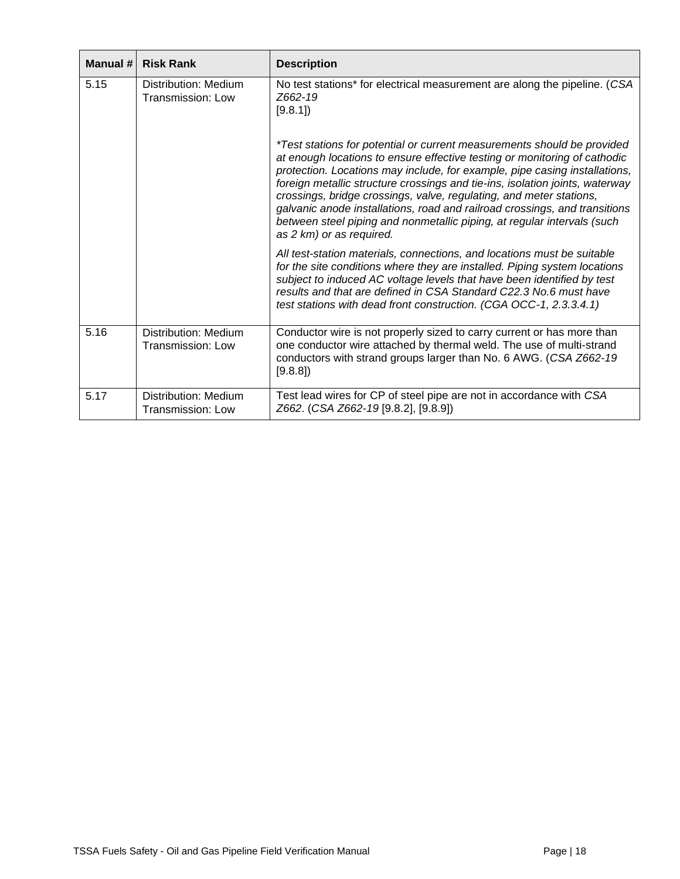| Manual # | Risk Rank | Description |
|---|---|---|
| 5.15 | Distribution: Medium<br>Transmission: Low | No test stations* for electrical measurement are along the pipeline. (*CSA Z662-19* [9.8.1])<br><br>*\*Test stations for potential or current measurements should be provided at enough locations to ensure effective testing or monitoring of cathodic protection. Locations may include, for example, pipe casing installations, foreign metallic structure crossings and tie-ins, isolation joints, waterway crossings, bridge crossings, valve, regulating, and meter stations, galvanic anode installations, road and railroad crossings, and transitions between steel piping and nonmetallic piping, at regular intervals (such as 2 km) or as required.*<br><br>*All test-station materials, connections, and locations must be suitable for the site conditions where they are installed. Piping system locations subject to induced AC voltage levels that have been identified by test results and that are defined in CSA Standard C22.3 No.6 must have test stations with dead front construction. (CGA OCC-1, 2.3.3.4.1)* |
| 5.16 | Distribution: Medium<br>Transmission: Low | Conductor wire is not properly sized to carry current or has more than one conductor wire attached by thermal weld. The use of multi-strand conductors with strand groups larger than No. 6 AWG. (*CSA Z662-19* [9.8.8]) |
| 5.17 | Distribution: Medium<br>Transmission: Low | Test lead wires for CP of steel pipe are not in accordance with *CSA Z662*. (*CSA Z662-19* [9.8.2], [9.8.9]) |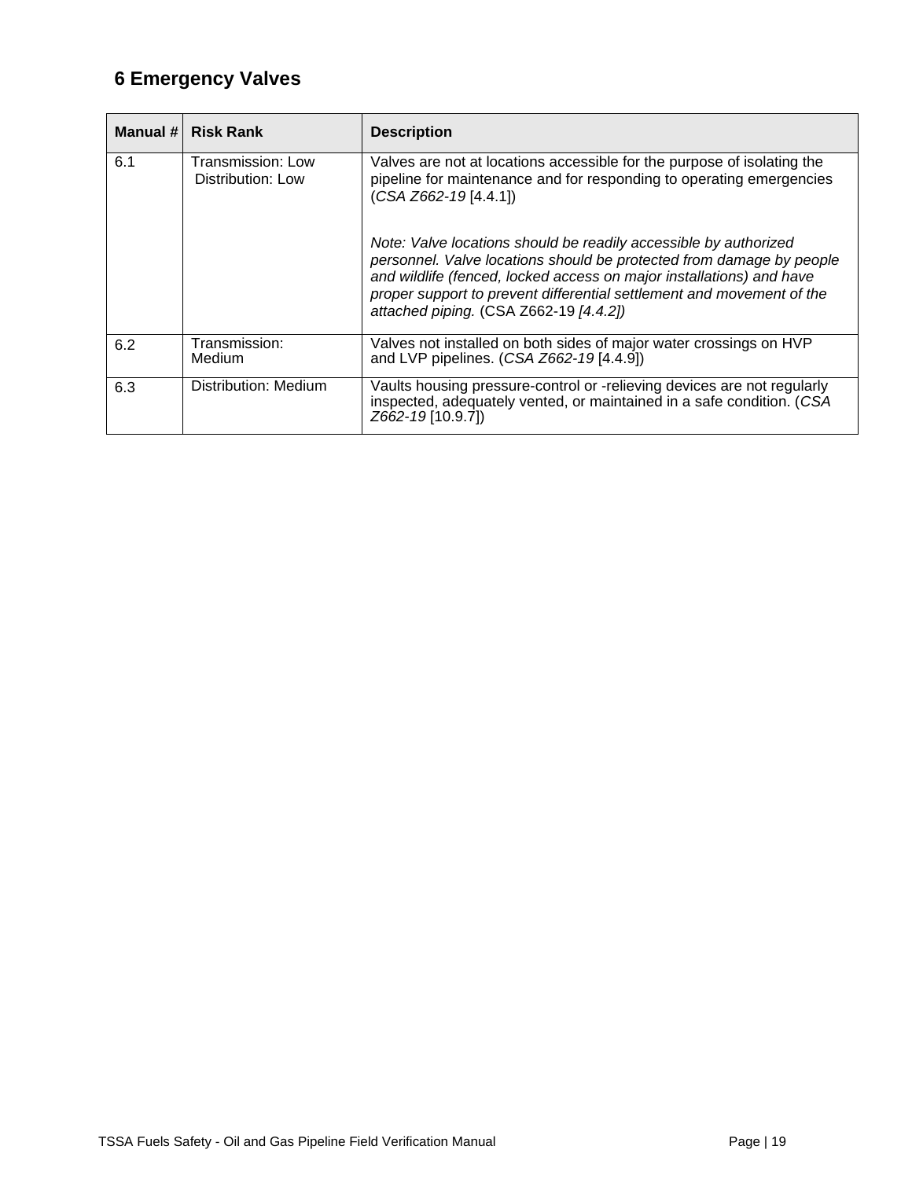# 6 Emergency Valves

| Manual # | Risk Rank | Description |
|---|---|---|
| 6.1 | Transmission: Low<br>Distribution: Low | Valves are not at locations accessible for the purpose of isolating the pipeline for maintenance and for responding to operating emergencies (*CSA Z662-19* [4.4.1])<br><br>*Note: Valve locations should be readily accessible by authorized personnel. Valve locations should be protected from damage by people and wildlife (fenced, locked access on major installations) and have proper support to prevent differential settlement and movement of the attached piping.* (CSA Z662-19 *[4.4.2])* |
| 6.2 | Transmission: Medium | Valves not installed on both sides of major water crossings on HVP and LVP pipelines. (*CSA Z662-19* [4.4.9]) |
| 6.3 | Distribution: Medium | Vaults housing pressure-control or -relieving devices are not regularly inspected, adequately vented, or maintained in a safe condition. (*CSA Z662-19* [10.9.7]) |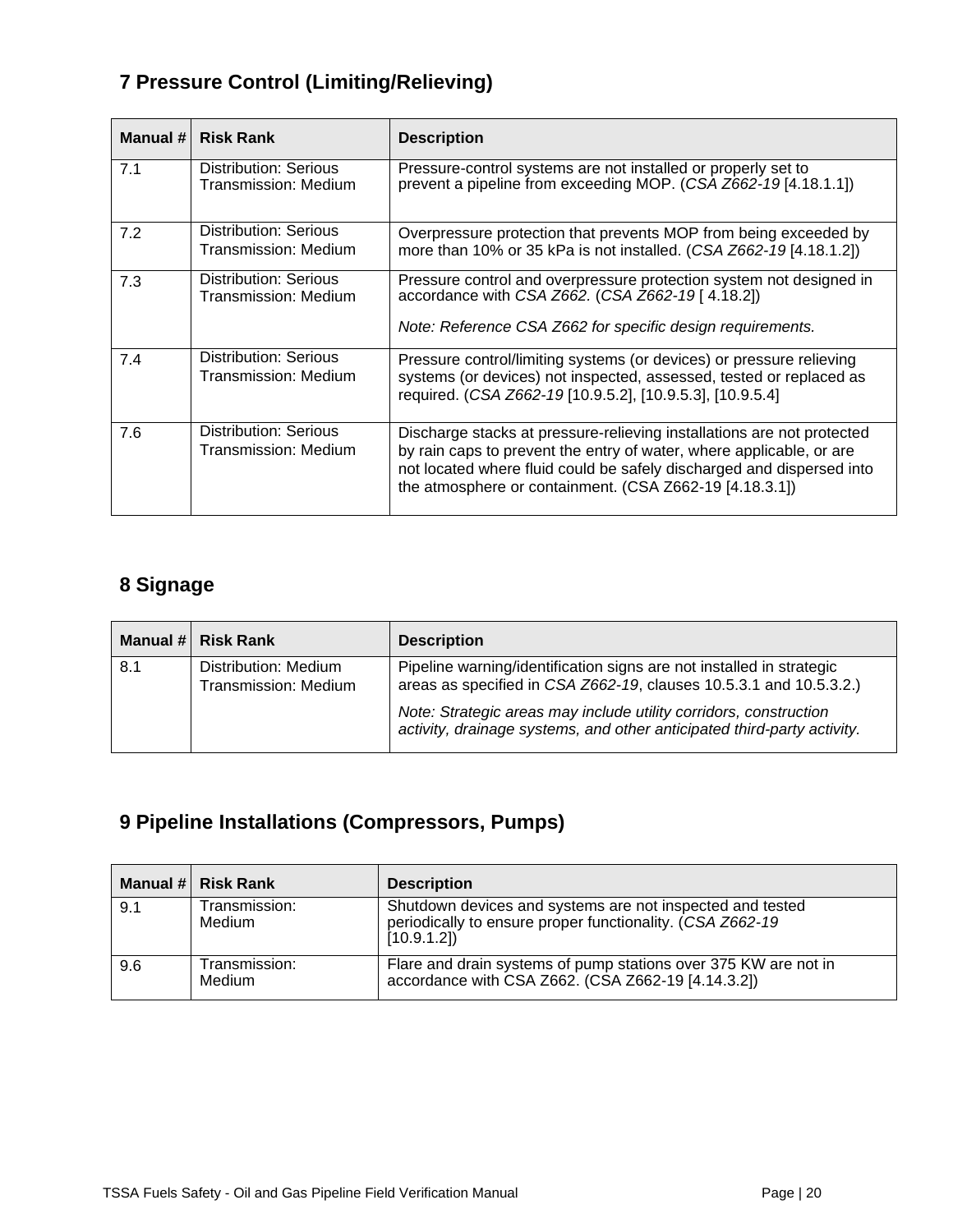## 7 Pressure Control (Limiting/Relieving)

| Manual # | Risk Rank | Description |
|---|---|---|
| 7.1 | Distribution: Serious<br>Transmission: Medium | Pressure-control systems are not installed or properly set to prevent a pipeline from exceeding MOP. (*CSA Z662-19* [4.18.1.1]) |
| 7.2 | Distribution: Serious<br>Transmission: Medium | Overpressure protection that prevents MOP from being exceeded by more than 10% or 35 kPa is not installed. (*CSA Z662-19* [4.18.1.2]) |
| 7.3 | Distribution: Serious<br>Transmission: Medium | Pressure control and overpressure protection system not designed in accordance with *CSA Z662.* (*CSA Z662-19* [ 4.18.2])<br><br>*Note: Reference CSA Z662 for specific design requirements.* |
| 7.4 | Distribution: Serious<br>Transmission: Medium | Pressure control/limiting systems (or devices) or pressure relieving systems (or devices) not inspected, assessed, tested or replaced as required. (*CSA Z662-19* [10.9.5.2], [10.9.5.3], [10.9.5.4] |
| 7.6 | Distribution: Serious<br>Transmission: Medium | Discharge stacks at pressure-relieving installations are not protected by rain caps to prevent the entry of water, where applicable, or are not located where fluid could be safely discharged and dispersed into the atmosphere or containment. (CSA Z662-19 [4.18.3.1]) |

## 8 Signage

| Manual # | Risk Rank | Description |
|---|---|---|
| 8.1 | Distribution: Medium<br>Transmission: Medium | Pipeline warning/identification signs are not installed in strategic areas as specified in *CSA Z662-19*, clauses 10.5.3.1 and 10.5.3.2.)<br><br>*Note: Strategic areas may include utility corridors, construction activity, drainage systems, and other anticipated third-party activity.* |

## 9 Pipeline Installations (Compressors, Pumps)

| Manual # | Risk Rank | Description |
|---|---|---|
| 9.1 | Transmission: Medium | Shutdown devices and systems are not inspected and tested periodically to ensure proper functionality. (*CSA Z662-19* [10.9.1.2]) |
| 9.6 | Transmission: Medium | Flare and drain systems of pump stations over 375 KW are not in accordance with CSA Z662. (CSA Z662-19 [4.14.3.2]) |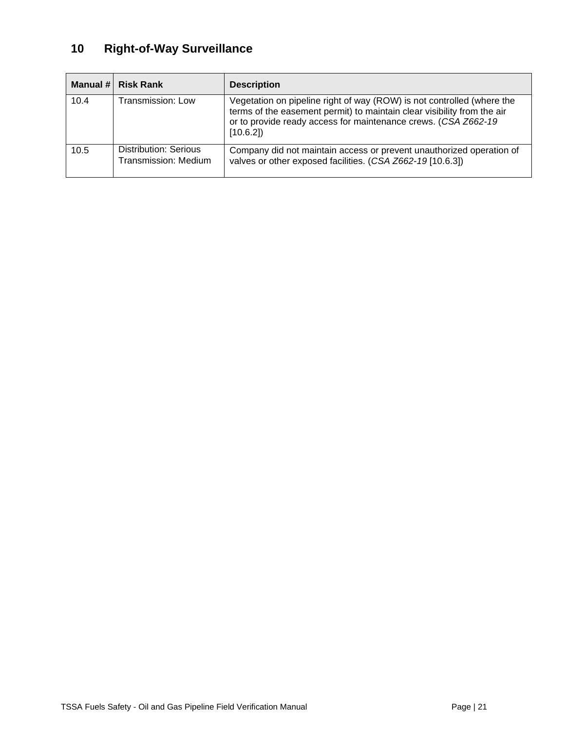## 10 Right-of-Way Surveillance

| Manual # | Risk Rank | Description |
|---|---|---|
| 10.4 | Transmission: Low | Vegetation on pipeline right of way (ROW) is not controlled (where the terms of the easement permit) to maintain clear visibility from the air or to provide ready access for maintenance crews. (*CSA Z662-19* [10.6.2]) |
| 10.5 | Distribution: Serious<br>Transmission: Medium | Company did not maintain access or prevent unauthorized operation of valves or other exposed facilities. (*CSA Z662-19* [10.6.3]) |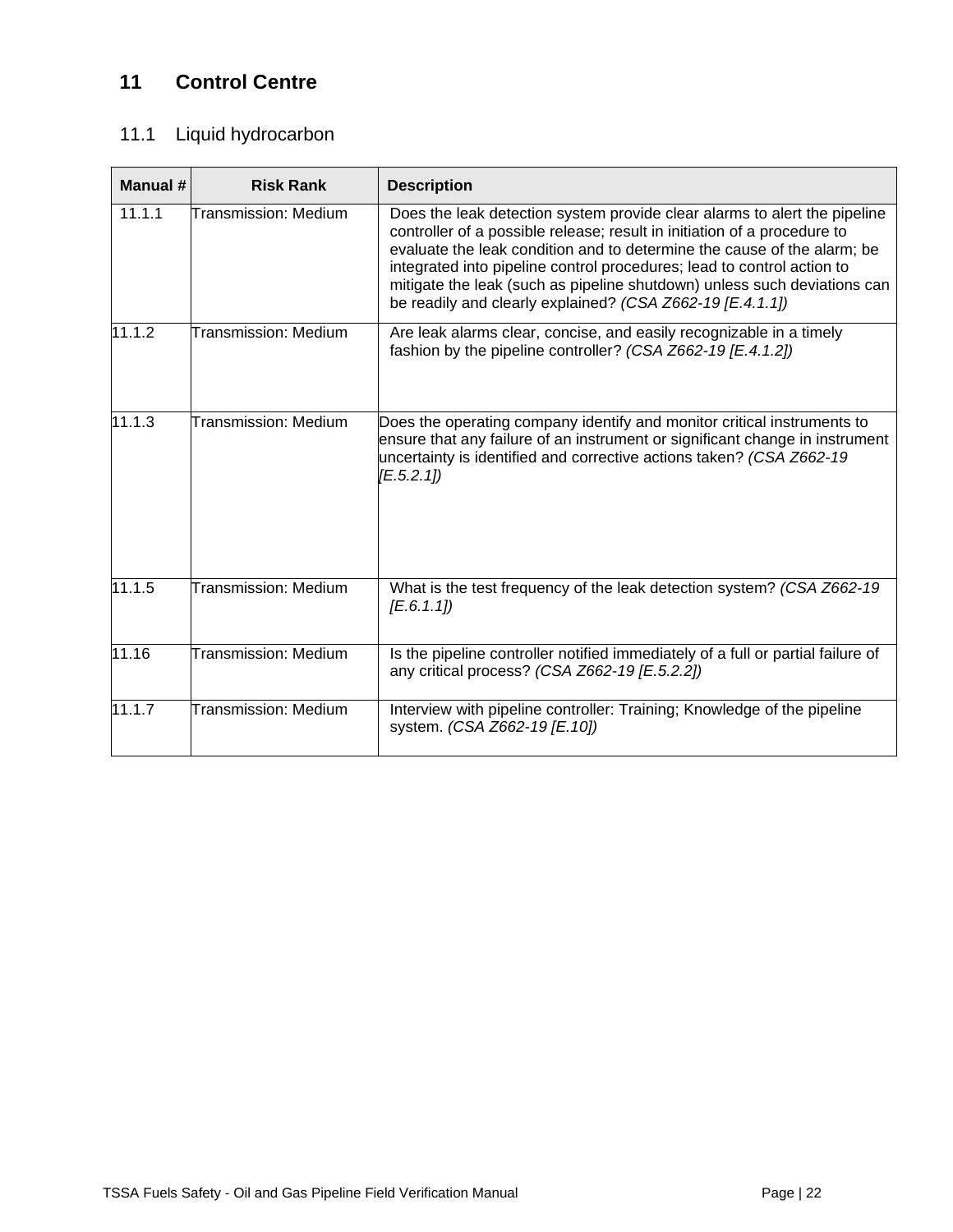# 11 Control Centre

## 11.1 Liquid hydrocarbon

| Manual # | Risk Rank | Description |
|---|---|---|
| 11.1.1 | Transmission: Medium | Does the leak detection system provide clear alarms to alert the pipeline controller of a possible release; result in initiation of a procedure to evaluate the leak condition and to determine the cause of the alarm; be integrated into pipeline control procedures; lead to control action to mitigate the leak (such as pipeline shutdown) unless such deviations can be readily and clearly explained? *(CSA Z662-19 [E.4.1.1])* |
| 11.1.2 | Transmission: Medium | Are leak alarms clear, concise, and easily recognizable in a timely fashion by the pipeline controller? *(CSA Z662-19 [E.4.1.2])* |
| 11.1.3 | Transmission: Medium | Does the operating company identify and monitor critical instruments to ensure that any failure of an instrument or significant change in instrument uncertainty is identified and corrective actions taken? *(CSA Z662-19 [E.5.2.1])* |
| 11.1.5 | Transmission: Medium | What is the test frequency of the leak detection system? *(CSA Z662-19 [E.6.1.1])* |
| 11.16 | Transmission: Medium | Is the pipeline controller notified immediately of a full or partial failure of any critical process? *(CSA Z662-19 [E.5.2.2])* |
| 11.1.7 | Transmission: Medium | Interview with pipeline controller: Training; Knowledge of the pipeline system. *(CSA Z662-19 [E.10])* |